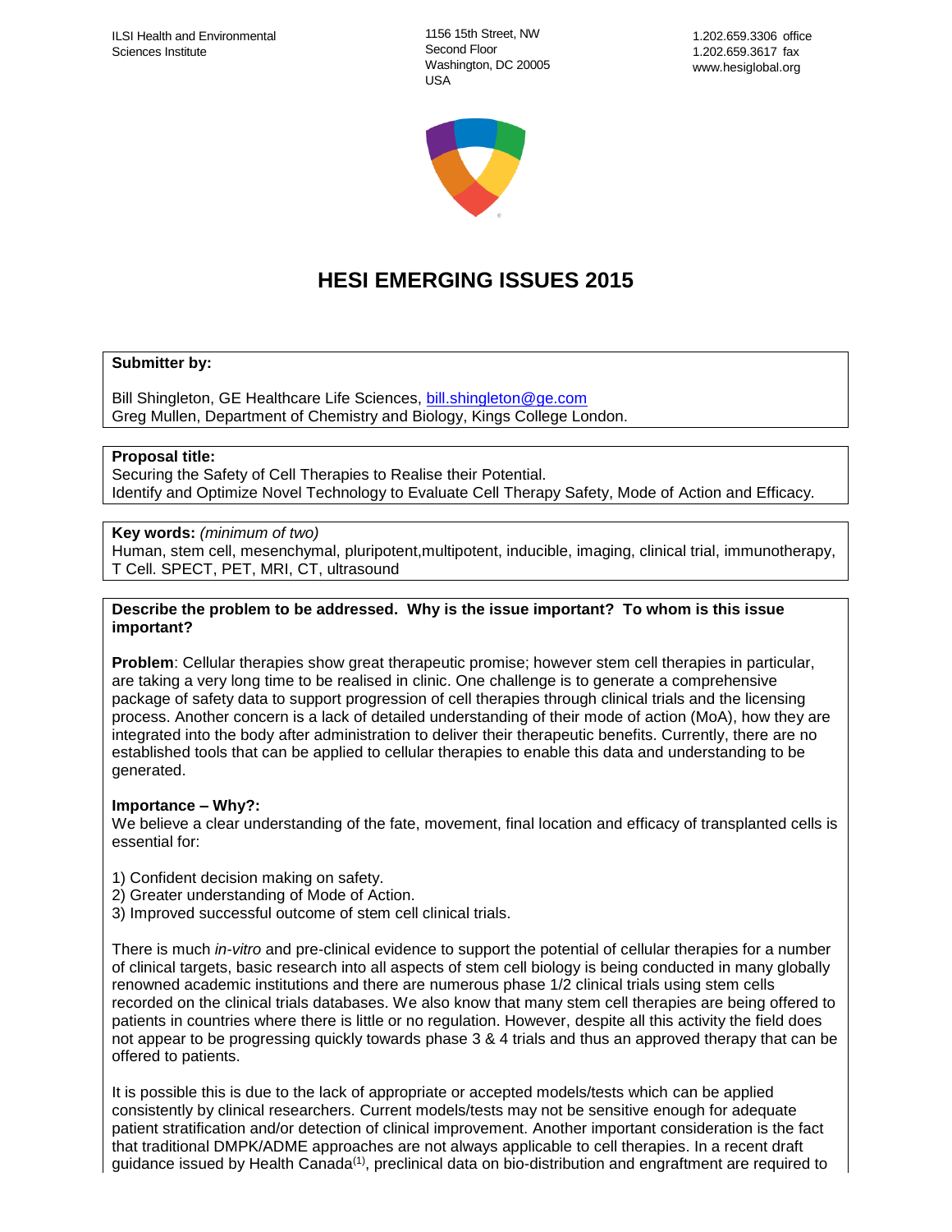ILSI Health and Environmental Sciences Institute

1156 15th Street, NW
Second Floor
Washington, DC 20005
USA

1.202.659.3306 office
1.202.659.3617 fax
www.hesiglobal.org

# HESI EMERGING ISSUES 2015

**Submitter by:**

Bill Shingleton, GE Healthcare Life Sciences, bill.shingleton@ge.com
Greg Mullen, Department of Chemistry and Biology, Kings College London.

**Proposal title:**
Securing the Safety of Cell Therapies to Realise their Potential.
Identify and Optimize Novel Technology to Evaluate Cell Therapy Safety, Mode of Action and Efficacy.

**Key words:** *(minimum of two)*
Human, stem cell, mesenchymal, pluripotent,multipotent, inducible, imaging, clinical trial, immunotherapy, T Cell. SPECT, PET, MRI, CT, ultrasound

**Describe the problem to be addressed. Why is the issue important? To whom is this issue important?**

**Problem**: Cellular therapies show great therapeutic promise; however stem cell therapies in particular, are taking a very long time to be realised in clinic. One challenge is to generate a comprehensive package of safety data to support progression of cell therapies through clinical trials and the licensing process. Another concern is a lack of detailed understanding of their mode of action (MoA), how they are integrated into the body after administration to deliver their therapeutic benefits. Currently, there are no established tools that can be applied to cellular therapies to enable this data and understanding to be generated.

**Importance – Why?:**
We believe a clear understanding of the fate, movement, final location and efficacy of transplanted cells is essential for:

1) Confident decision making on safety.
2) Greater understanding of Mode of Action.
3) Improved successful outcome of stem cell clinical trials.

There is much *in-vitro* and pre-clinical evidence to support the potential of cellular therapies for a number of clinical targets, basic research into all aspects of stem cell biology is being conducted in many globally renowned academic institutions and there are numerous phase 1/2 clinical trials using stem cells recorded on the clinical trials databases. We also know that many stem cell therapies are being offered to patients in countries where there is little or no regulation. However, despite all this activity the field does not appear to be progressing quickly towards phase 3 & 4 trials and thus an approved therapy that can be offered to patients.

It is possible this is due to the lack of appropriate or accepted models/tests which can be applied consistently by clinical researchers. Current models/tests may not be sensitive enough for adequate patient stratification and/or detection of clinical improvement. Another important consideration is the fact that traditional DMPK/ADME approaches are not always applicable to cell therapies. In a recent draft guidance issued by Health Canada[1], preclinical data on bio-distribution and engraftment are required to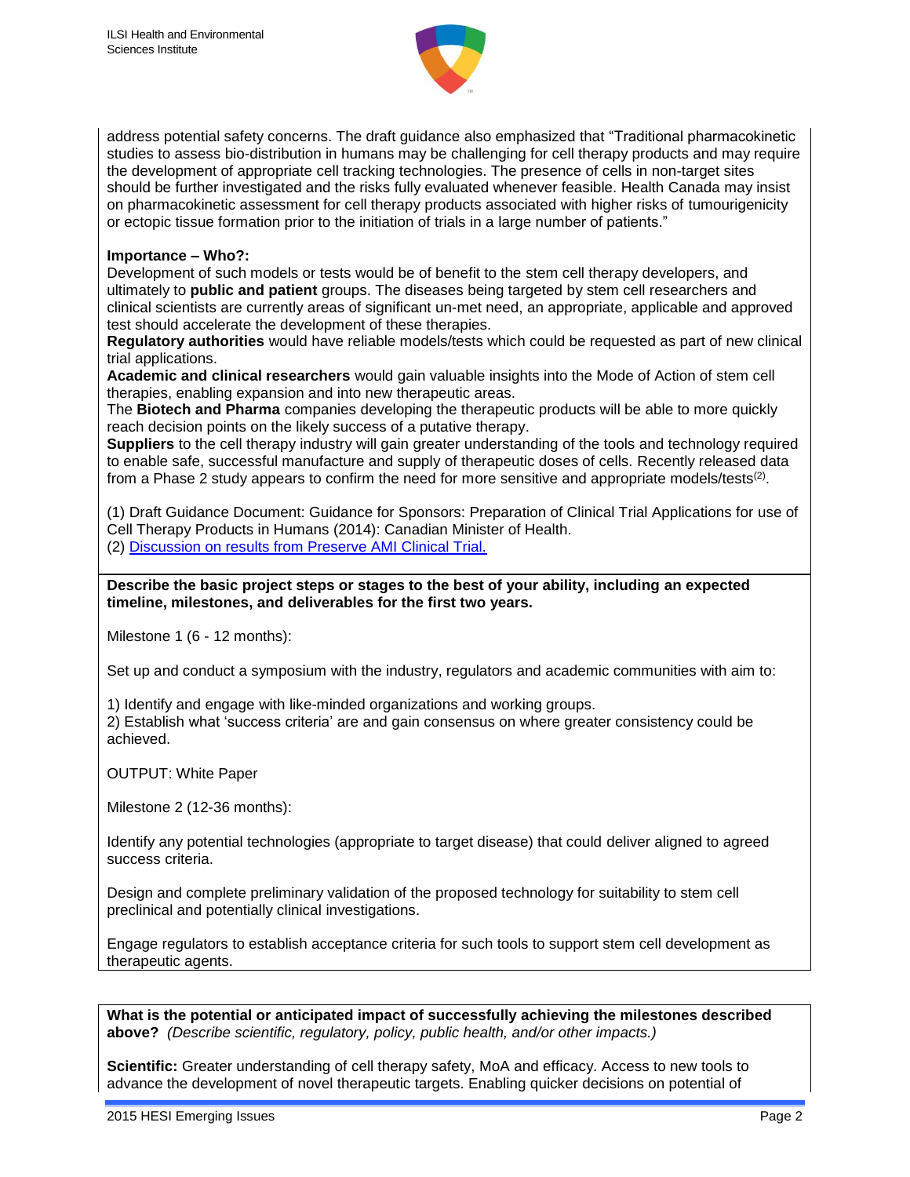address potential safety concerns. The draft guidance also emphasized that "Traditional pharmacokinetic studies to assess bio-distribution in humans may be challenging for cell therapy products and may require the development of appropriate cell tracking technologies. The presence of cells in non-target sites should be further investigated and the risks fully evaluated whenever feasible. Health Canada may insist on pharmacokinetic assessment for cell therapy products associated with higher risks of tumourigenicity or ectopic tissue formation prior to the initiation of trials in a large number of patients."

**Importance – Who?:**
Development of such models or tests would be of benefit to the stem cell therapy developers, and ultimately to **public and patient** groups. The diseases being targeted by stem cell researchers and clinical scientists are currently areas of significant un-met need, an appropriate, applicable and approved test should accelerate the development of these therapies.
**Regulatory authorities** would have reliable models/tests which could be requested as part of new clinical trial applications.
**Academic and clinical researchers** would gain valuable insights into the Mode of Action of stem cell therapies, enabling expansion and into new therapeutic areas.
The **Biotech and Pharma** companies developing the therapeutic products will be able to more quickly reach decision points on the likely success of a putative therapy.
**Suppliers** to the cell therapy industry will gain greater understanding of the tools and technology required to enable safe, successful manufacture and supply of therapeutic doses of cells. Recently released data from a Phase 2 study appears to confirm the need for more sensitive and appropriate models/tests[(2)].

(1) Draft Guidance Document: Guidance for Sponsors: Preparation of Clinical Trial Applications for use of Cell Therapy Products in Humans (2014): Canadian Minister of Health.
(2) Discussion on results from Preserve AMI Clinical Trial.

**Describe the basic project steps or stages to the best of your ability, including an expected timeline, milestones, and deliverables for the first two years.**

Milestone 1 (6 - 12 months):

Set up and conduct a symposium with the industry, regulators and academic communities with aim to:

1) Identify and engage with like-minded organizations and working groups.
2) Establish what 'success criteria' are and gain consensus on where greater consistency could be achieved.

OUTPUT: White Paper

Milestone 2 (12-36 months):

Identify any potential technologies (appropriate to target disease) that could deliver aligned to agreed success criteria.

Design and complete preliminary validation of the proposed technology for suitability to stem cell preclinical and potentially clinical investigations.

Engage regulators to establish acceptance criteria for such tools to support stem cell development as therapeutic agents.

**What is the potential or anticipated impact of successfully achieving the milestones described above?** *(Describe scientific, regulatory, policy, public health, and/or other impacts.)*

**Scientific:** Greater understanding of cell therapy safety, MoA and efficacy. Access to new tools to advance the development of novel therapeutic targets. Enabling quicker decisions on potential of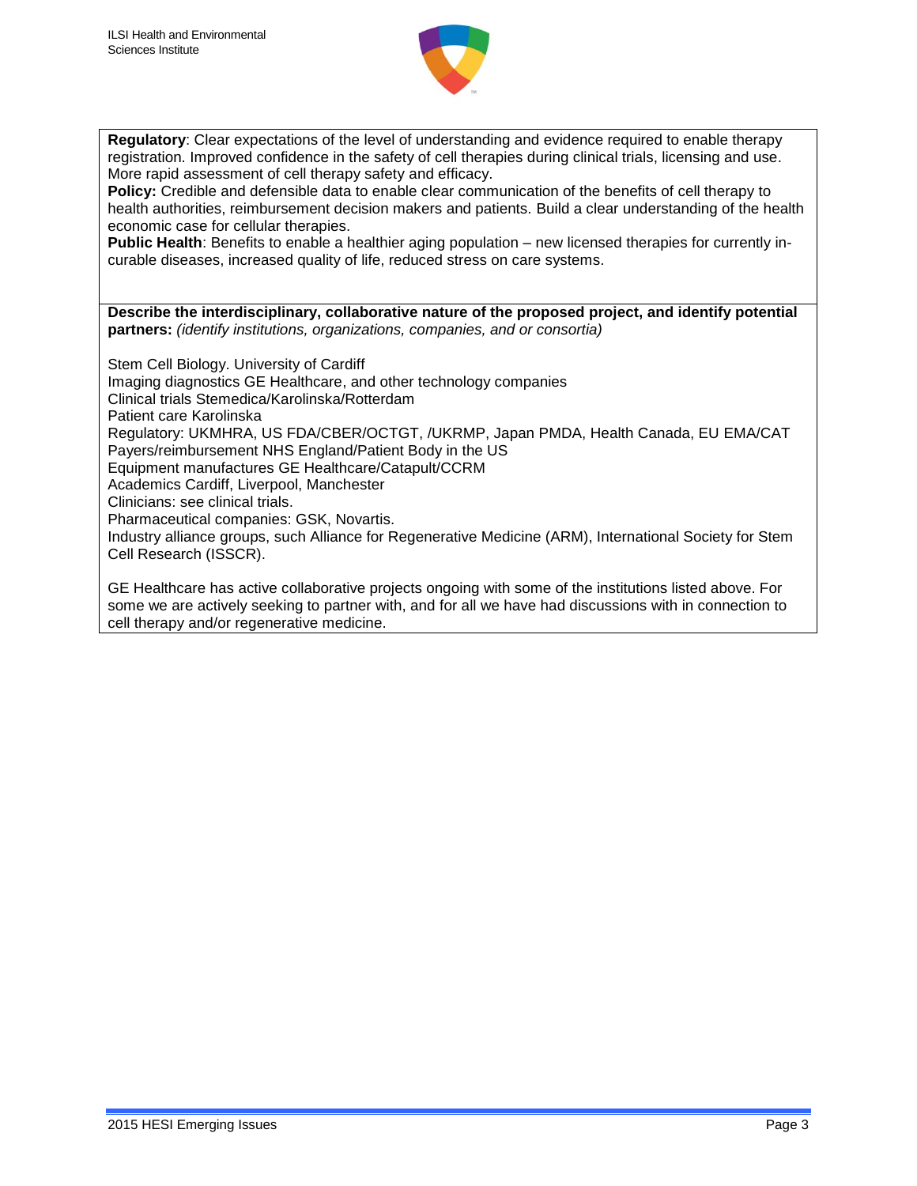**Regulatory**: Clear expectations of the level of understanding and evidence required to enable therapy registration. Improved confidence in the safety of cell therapies during clinical trials, licensing and use. More rapid assessment of cell therapy safety and efficacy.
**Policy:** Credible and defensible data to enable clear communication of the benefits of cell therapy to health authorities, reimbursement decision makers and patients. Build a clear understanding of the health economic case for cellular therapies.
**Public Health**: Benefits to enable a healthier aging population – new licensed therapies for currently in-curable diseases, increased quality of life, reduced stress on care systems.

**Describe the interdisciplinary, collaborative nature of the proposed project, and identify potential partners:** *(identify institutions, organizations, companies, and or consortia)*

Stem Cell Biology. University of Cardiff
Imaging diagnostics GE Healthcare, and other technology companies
Clinical trials Stemedica/Karolinska/Rotterdam
Patient care Karolinska
Regulatory: UKMHRA, US FDA/CBER/OCTGT, /UKRMP, Japan PMDA, Health Canada, EU EMA/CAT
Payers/reimbursement NHS England/Patient Body in the US
Equipment manufactures GE Healthcare/Catapult/CCRM
Academics Cardiff, Liverpool, Manchester
Clinicians: see clinical trials.
Pharmaceutical companies: GSK, Novartis.
Industry alliance groups, such Alliance for Regenerative Medicine (ARM), International Society for Stem Cell Research (ISSCR).

GE Healthcare has active collaborative projects ongoing with some of the institutions listed above. For some we are actively seeking to partner with, and for all we have had discussions with in connection to cell therapy and/or regenerative medicine.